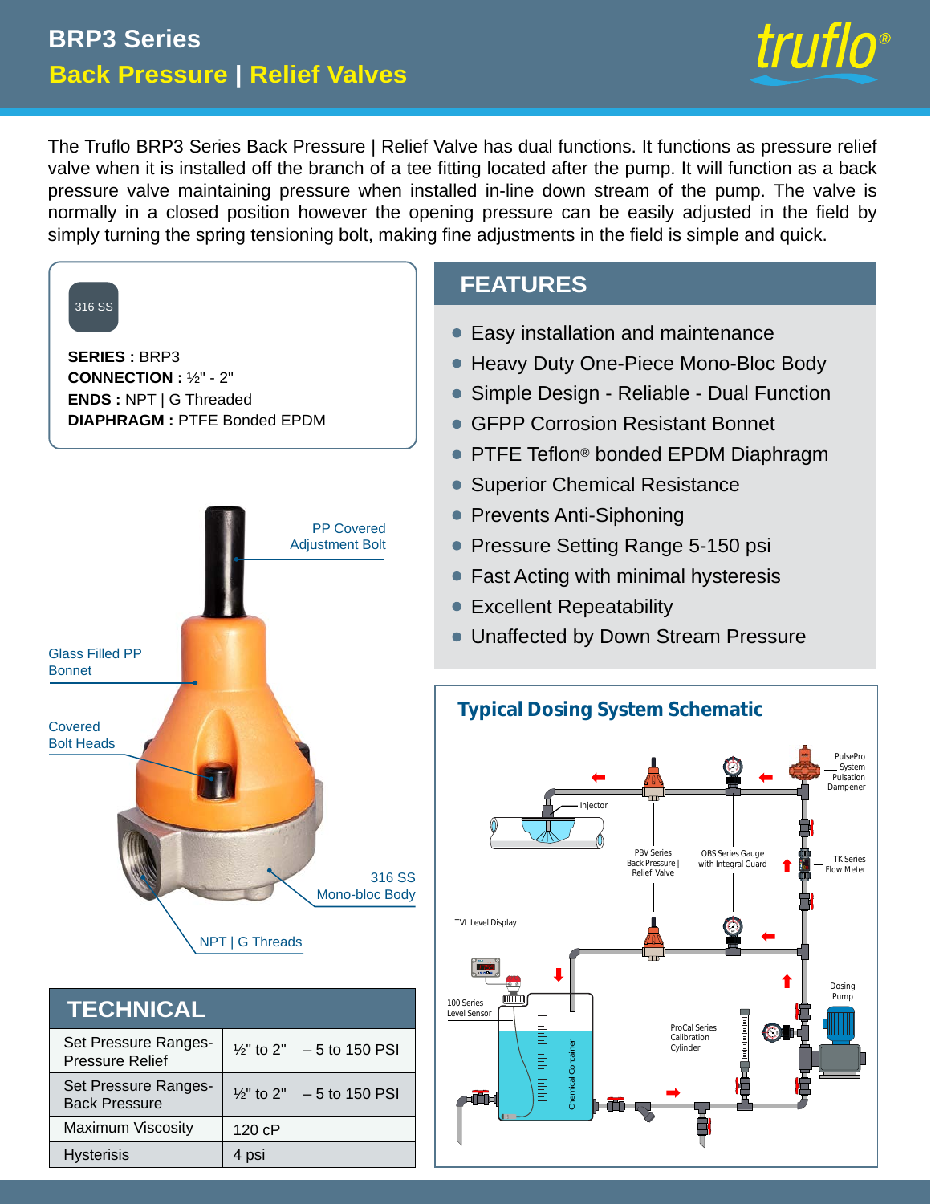# BRP3 Series
## Back Pressure | Relief Valves

truflo®

The Truflo BRP3 Series Back Pressure | Relief Valve has dual functions. It functions as pressure relief valve when it is installed off the branch of a tee fitting located after the pump. It will function as a back pressure valve maintaining pressure when installed in-line down stream of the pump. The valve is normally in a closed position however the opening pressure can be easily adjusted in the field by simply turning the spring tensioning bolt, making fine adjustments in the field is simple and quick.

316 SS

**SERIES :** BRP3
**CONNECTION :** ½" - 2"
**ENDS :** NPT | G Threaded
**DIAPHRAGM :** PTFE Bonded EPDM

PP Covered Adjustment Bolt

Glass Filled PP Bonnet

Covered Bolt Heads

316 SS Mono-bloc Body

NPT | G Threads

## FEATURES

- Easy installation and maintenance
- Heavy Duty One-Piece Mono-Bloc Body
- Simple Design - Reliable - Dual Function
- GFPP Corrosion Resistant Bonnet
- PTFE Teflon® bonded EPDM Diaphragm
- Superior Chemical Resistance
- Prevents Anti-Siphoning
- Pressure Setting Range 5-150 psi
- Fast Acting with minimal hysteresis
- Excellent Repeatability
- Unaffected by Down Stream Pressure

## TECHNICAL

| | |
|---|---|
| Set Pressure Ranges-Pressure Relief | ½" to 2" – 5 to 150 PSI |
| Set Pressure Ranges-Back Pressure | ½" to 2" – 5 to 150 PSI |
| Maximum Viscosity | 120 cP |
| Hysterisis | 4 psi |

## Typical Dosing System Schematic

PulsePro System Pulsation Dampener

Injector

PBV Series Back Pressure | Relief Valve

OBS Series Gauge with Integral Guard

TK Series Flow Meter

TVL Level Display

100 Series Level Sensor

Chemical Container

ProCal Series Calibration Cylinder

Dosing Pump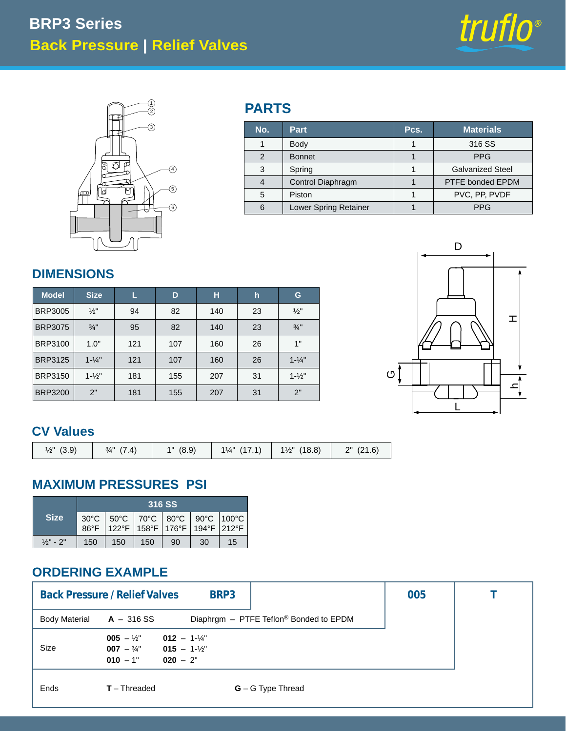# BRP3 Series

## Back Pressure | Relief Valves

truflo®

## PARTS

| No. | Part | Pcs. | Materials |
|---|---|---|---|
| 1 | Body | 1 | 316 SS |
| 2 | Bonnet | 1 | PPG |
| 3 | Spring | 1 | Galvanized Steel |
| 4 | Control Diaphragm | 1 | PTFE bonded EPDM |
| 5 | Piston | 1 | PVC, PP, PVDF |
| 6 | Lower Spring Retainer | 1 | PPG |

## DIMENSIONS

| Model | Size | L | D | H | h | G |
|---|---|---|---|---|---|---|
| BRP3005 | ½" | 94 | 82 | 140 | 23 | ½" |
| BRP3075 | ¾" | 95 | 82 | 140 | 23 | ¾" |
| BRP3100 | 1.0" | 121 | 107 | 160 | 26 | 1" |
| BRP3125 | 1-¼" | 121 | 107 | 160 | 26 | 1-¼" |
| BRP3150 | 1-½" | 181 | 155 | 207 | 31 | 1-½" |
| BRP3200 | 2" | 181 | 155 | 207 | 31 | 2" |

D

H

G

h

L

## CV Values

| | | | | | |
|---|---|---|---|---|---|
| ½" (3.9) | ¾" (7.4) | 1" (8.9) | 1¼" (17.1) | 1½" (18.8) | 2" (21.6) |

## MAXIMUM PRESSURES PSI

| Size | 316 SS | | | | | |
|---|---|---|---|---|---|---|
| | 30°C 86°F | 50°C 122°F | 70°C 158°F | 80°C 176°F | 90°C 194°F | 100°C 212°F |
| ½" - 2" | 150 | 150 | 150 | 90 | 30 | 15 |

## ORDERING EXAMPLE

| Back Pressure / Relief Valves | BRP3 | 005 | T |
|---|---|---|---|

**Body Material** A – 316 SS    Diaphrgm – PTFE Teflon® Bonded to EPDM

**Size**
- 005 – ½"
- 007 – ¾"
- 010 – 1"
- 012 – 1-¼"
- 015 – 1-½"
- 020 – 2"

**Ends** T – Threaded    G – G Type Thread